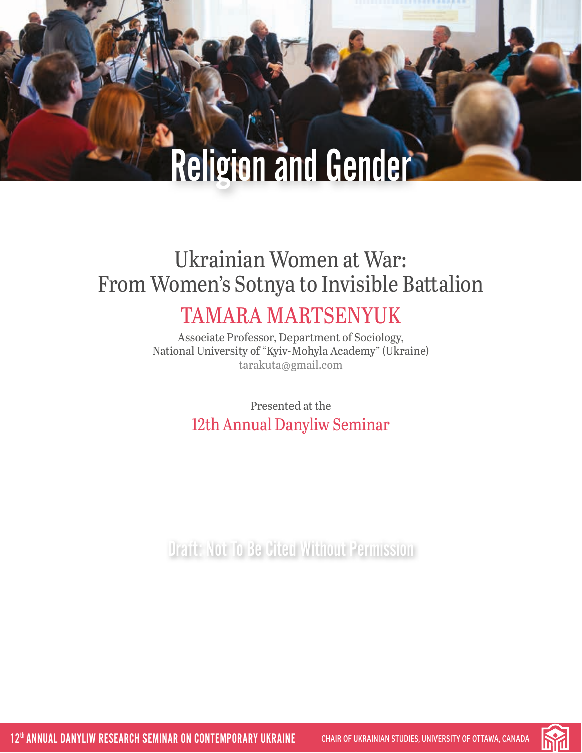# Religion and Gender

## Ukrainian Women at War: From Women's Sotnya to Invisible Battalion

**TAMARA MARTSENYUK**

Associate Professor, Department of Sociology,
National University of "Kyiv-Mohyla Academy" (Ukraine)
tarakuta@gmail.com

Presented at the
12th Annual Danyliw Seminar

Draft: Not To Be Cited Without Permission

12th ANNUAL DANYLIW RESEARCH SEMINAR ON CONTEMPORARY UKRAINE

CHAIR OF UKRAINIAN STUDIES, UNIVERSITY OF OTTAWA, CANADA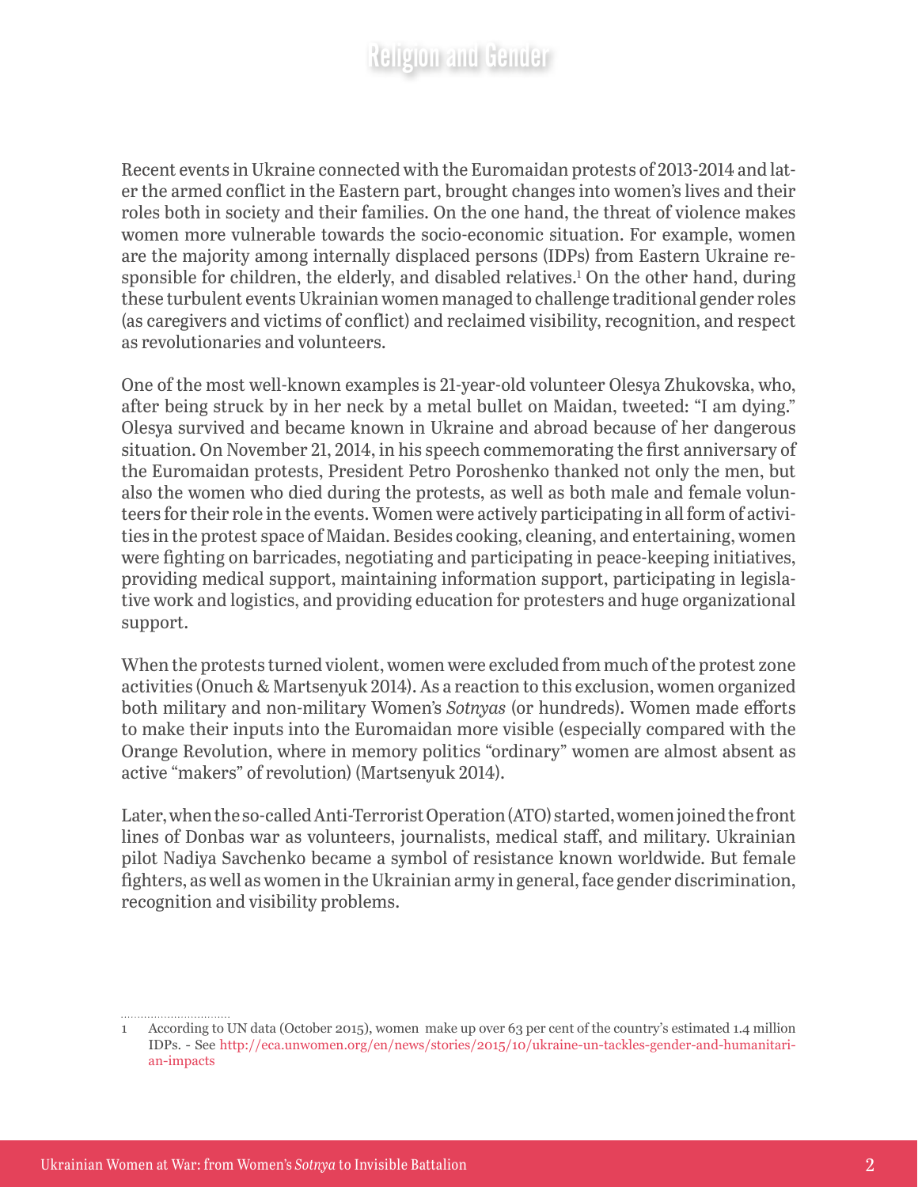Recent events in Ukraine connected with the Euromaidan protests of 2013-2014 and later the armed conflict in the Eastern part, brought changes into women's lives and their roles both in society and their families. On the one hand, the threat of violence makes women more vulnerable towards the socio-economic situation. For example, women are the majority among internally displaced persons (IDPs) from Eastern Ukraine responsible for children, the elderly, and disabled relatives.[1] On the other hand, during these turbulent events Ukrainian women managed to challenge traditional gender roles (as caregivers and victims of conflict) and reclaimed visibility, recognition, and respect as revolutionaries and volunteers.

One of the most well-known examples is 21-year-old volunteer Olesya Zhukovska, who, after being struck by in her neck by a metal bullet on Maidan, tweeted: "I am dying." Olesya survived and became known in Ukraine and abroad because of her dangerous situation. On November 21, 2014, in his speech commemorating the first anniversary of the Euromaidan protests, President Petro Poroshenko thanked not only the men, but also the women who died during the protests, as well as both male and female volunteers for their role in the events. Women were actively participating in all form of activities in the protest space of Maidan. Besides cooking, cleaning, and entertaining, women were fighting on barricades, negotiating and participating in peace-keeping initiatives, providing medical support, maintaining information support, participating in legislative work and logistics, and providing education for protesters and huge organizational support.

When the protests turned violent, women were excluded from much of the protest zone activities (Onuch & Martsenyuk 2014). As a reaction to this exclusion, women organized both military and non-military Women's *Sotnyas* (or hundreds). Women made efforts to make their inputs into the Euromaidan more visible (especially compared with the Orange Revolution, where in memory politics "ordinary" women are almost absent as active "makers" of revolution) (Martsenyuk 2014).

Later, when the so-called Anti-Terrorist Operation (ATO) started, women joined the front lines of Donbas war as volunteers, journalists, medical staff, and military. Ukrainian pilot Nadiya Savchenko became a symbol of resistance known worldwide. But female fighters, as well as women in the Ukrainian army in general, face gender discrimination, recognition and visibility problems.

---

1 According to UN data (October 2015), women make up over 63 per cent of the country's estimated 1.4 million IDPs. - See http://eca.unwomen.org/en/news/stories/2015/10/ukraine-un-tackles-gender-and-humanitarian-impacts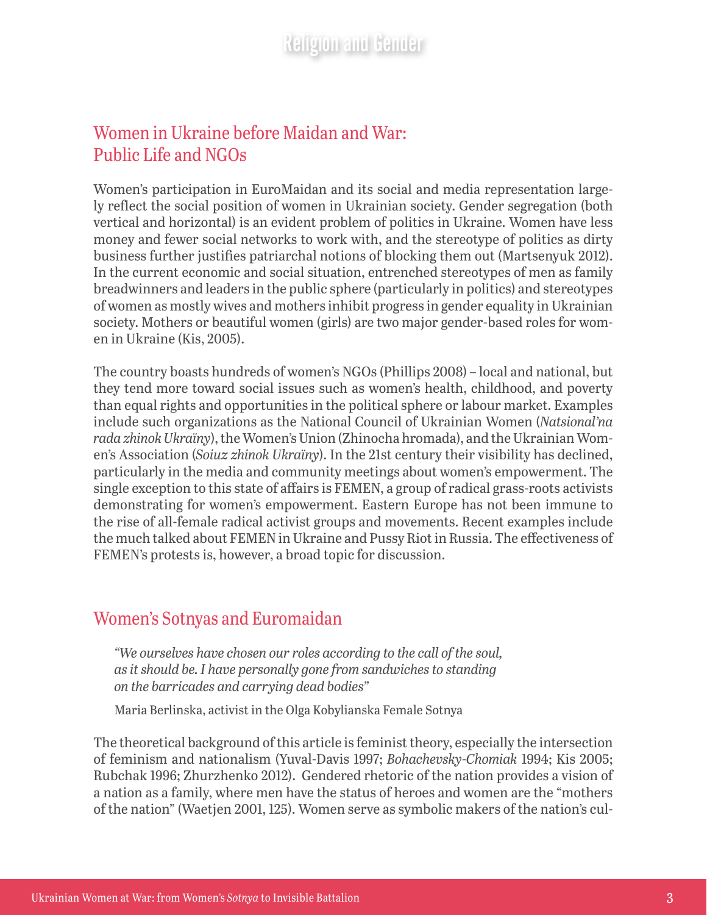## Women in Ukraine before Maidan and War: Public Life and NGOs

Women's participation in EuroMaidan and its social and media representation largely reflect the social position of women in Ukrainian society. Gender segregation (both vertical and horizontal) is an evident problem of politics in Ukraine. Women have less money and fewer social networks to work with, and the stereotype of politics as dirty business further justifies patriarchal notions of blocking them out (Martsenyuk 2012). In the current economic and social situation, entrenched stereotypes of men as family breadwinners and leaders in the public sphere (particularly in politics) and stereotypes of women as mostly wives and mothers inhibit progress in gender equality in Ukrainian society. Mothers or beautiful women (girls) are two major gender-based roles for women in Ukraine (Kis, 2005).

The country boasts hundreds of women's NGOs (Phillips 2008) – local and national, but they tend more toward social issues such as women's health, childhood, and poverty than equal rights and opportunities in the political sphere or labour market. Examples include such organizations as the National Council of Ukrainian Women (*Natsional'na rada zhinok Ukraïny*), the Women's Union (Zhinocha hromada), and the Ukrainian Women's Association (*Soiuz zhinok Ukraïny*). In the 21st century their visibility has declined, particularly in the media and community meetings about women's empowerment. The single exception to this state of affairs is FEMEN, a group of radical grass-roots activists demonstrating for women's empowerment. Eastern Europe has not been immune to the rise of all-female radical activist groups and movements. Recent examples include the much talked about FEMEN in Ukraine and Pussy Riot in Russia. The effectiveness of FEMEN's protests is, however, a broad topic for discussion.

## Women's Sotnyas and Euromaidan

> *"We ourselves have chosen our roles according to the call of the soul, as it should be. I have personally gone from sandwiches to standing on the barricades and carrying dead bodies"*
>
> Maria Berlinska, activist in the Olga Kobylianska Female Sotnya

The theoretical background of this article is feminist theory, especially the intersection of feminism and nationalism (Yuval-Davis 1997; *Bohachevsky-Chomiak* 1994; Kis 2005; Rubchak 1996; Zhurzhenko 2012). Gendered rhetoric of the nation provides a vision of a nation as a family, where men have the status of heroes and women are the "mothers of the nation" (Waetjen 2001, 125). Women serve as symbolic makers of the nation's cul-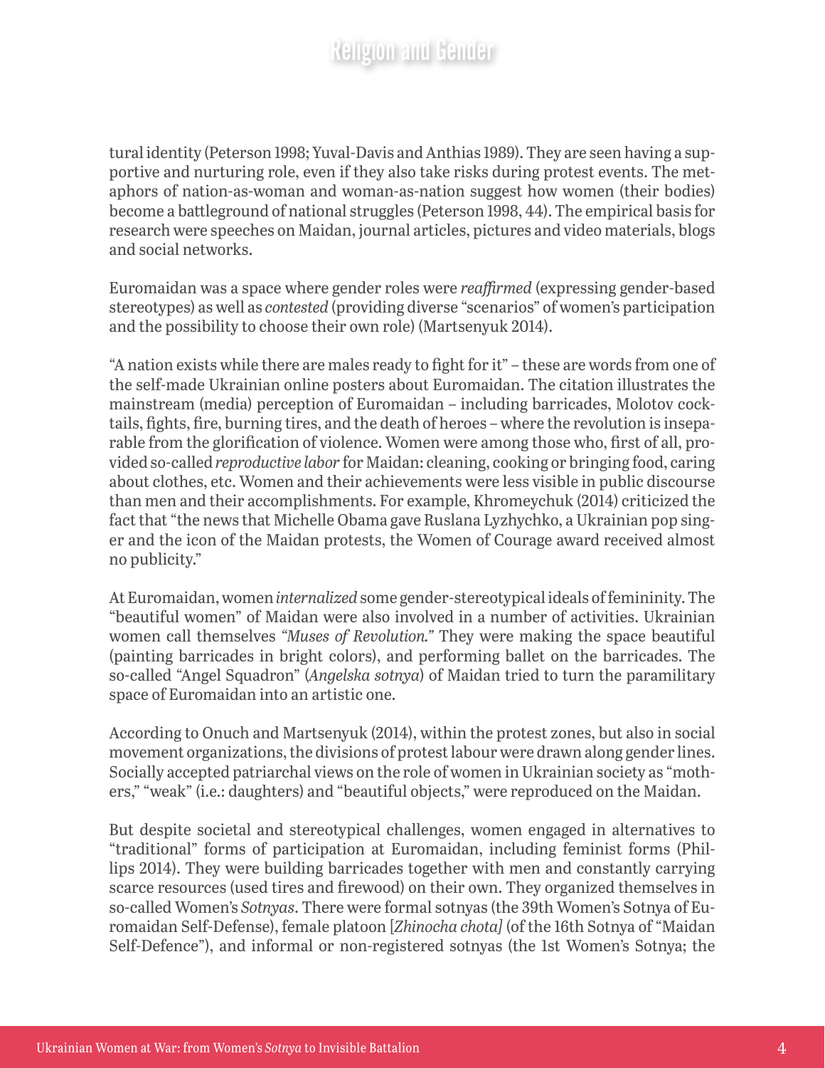tural identity (Peterson 1998; Yuval-Davis and Anthias 1989). They are seen having a supportive and nurturing role, even if they also take risks during protest events. The metaphors of nation-as-woman and woman-as-nation suggest how women (their bodies) become a battleground of national struggles (Peterson 1998, 44). The empirical basis for research were speeches on Maidan, journal articles, pictures and video materials, blogs and social networks.

Euromaidan was a space where gender roles were *reaffirmed* (expressing gender-based stereotypes) as well as *contested* (providing diverse "scenarios" of women's participation and the possibility to choose their own role) (Martsenyuk 2014).

"A nation exists while there are males ready to fight for it" – these are words from one of the self-made Ukrainian online posters about Euromaidan. The citation illustrates the mainstream (media) perception of Euromaidan – including barricades, Molotov cocktails, fights, fire, burning tires, and the death of heroes – where the revolution is inseparable from the glorification of violence. Women were among those who, first of all, provided so-called *reproductive labor* for Maidan: cleaning, cooking or bringing food, caring about clothes, etc. Women and their achievements were less visible in public discourse than men and their accomplishments. For example, Khromeychuk (2014) criticized the fact that "the news that Michelle Obama gave Ruslana Lyzhychko, a Ukrainian pop singer and the icon of the Maidan protests, the Women of Courage award received almost no publicity."

At Euromaidan, women *internalized* some gender-stereotypical ideals of femininity. The "beautiful women" of Maidan were also involved in a number of activities. Ukrainian women call themselves *"Muses of Revolution."* They were making the space beautiful (painting barricades in bright colors), and performing ballet on the barricades. The so-called "Angel Squadron" (*Angelska sotnya*) of Maidan tried to turn the paramilitary space of Euromaidan into an artistic one.

According to Onuch and Martsenyuk (2014), within the protest zones, but also in social movement organizations, the divisions of protest labour were drawn along gender lines. Socially accepted patriarchal views on the role of women in Ukrainian society as "mothers," "weak" (i.e.: daughters) and "beautiful objects," were reproduced on the Maidan.

But despite societal and stereotypical challenges, women engaged in alternatives to "traditional" forms of participation at Euromaidan, including feminist forms (Phillips 2014). They were building barricades together with men and constantly carrying scarce resources (used tires and firewood) on their own. They organized themselves in so-called Women's *Sotnyas*. There were formal sotnyas (the 39th Women's Sotnya of Euromaidan Self-Defense), female platoon [*Zhinocha chota]* (of the 16th Sotnya of "Maidan Self-Defence"), and informal or non-registered sotnyas (the 1st Women's Sotnya; the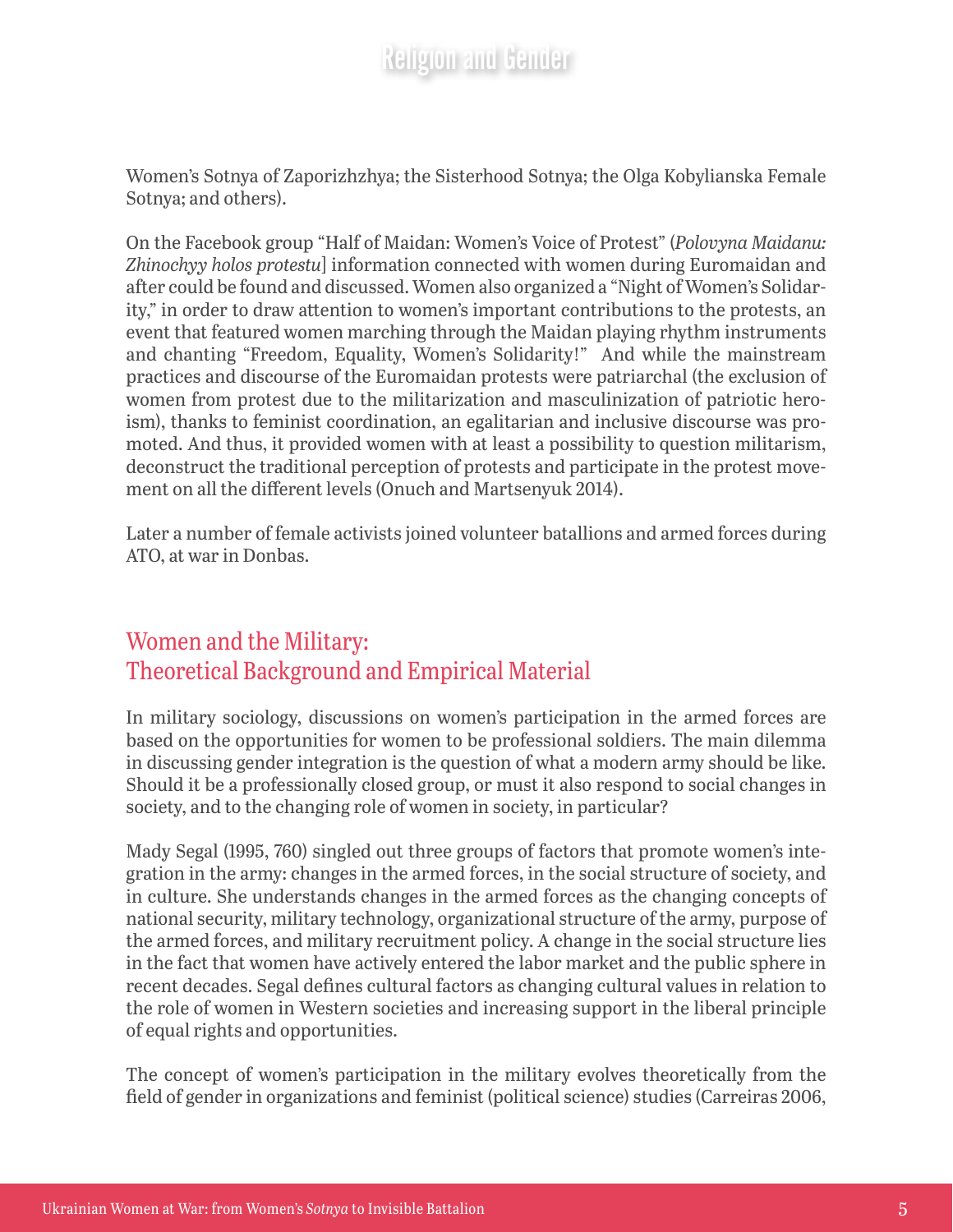Women's Sotnya of Zaporizhzhya; the Sisterhood Sotnya; the Olga Kobylianska Female Sotnya; and others).

On the Facebook group "Half of Maidan: Women's Voice of Protest" (*Polovyna Maidanu: Zhinochyy holos protestu*] information connected with women during Euromaidan and after could be found and discussed. Women also organized a "Night of Women's Solidarity," in order to draw attention to women's important contributions to the protests, an event that featured women marching through the Maidan playing rhythm instruments and chanting "Freedom, Equality, Women's Solidarity!" And while the mainstream practices and discourse of the Euromaidan protests were patriarchal (the exclusion of women from protest due to the militarization and masculinization of patriotic heroism), thanks to feminist coordination, an egalitarian and inclusive discourse was promoted. And thus, it provided women with at least a possibility to question militarism, deconstruct the traditional perception of protests and participate in the protest movement on all the different levels (Onuch and Martsenyuk 2014).

Later a number of female activists joined volunteer batallions and armed forces during ATO, at war in Donbas.

## Women and the Military: Theoretical Background and Empirical Material

In military sociology, discussions on women's participation in the armed forces are based on the opportunities for women to be professional soldiers. The main dilemma in discussing gender integration is the question of what a modern army should be like. Should it be a professionally closed group, or must it also respond to social changes in society, and to the changing role of women in society, in particular?

Mady Segal (1995, 760) singled out three groups of factors that promote women's integration in the army: changes in the armed forces, in the social structure of society, and in culture. She understands changes in the armed forces as the changing concepts of national security, military technology, organizational structure of the army, purpose of the armed forces, and military recruitment policy. A change in the social structure lies in the fact that women have actively entered the labor market and the public sphere in recent decades. Segal defines cultural factors as changing cultural values in relation to the role of women in Western societies and increasing support in the liberal principle of equal rights and opportunities.

The concept of women's participation in the military evolves theoretically from the field of gender in organizations and feminist (political science) studies (Carreiras 2006,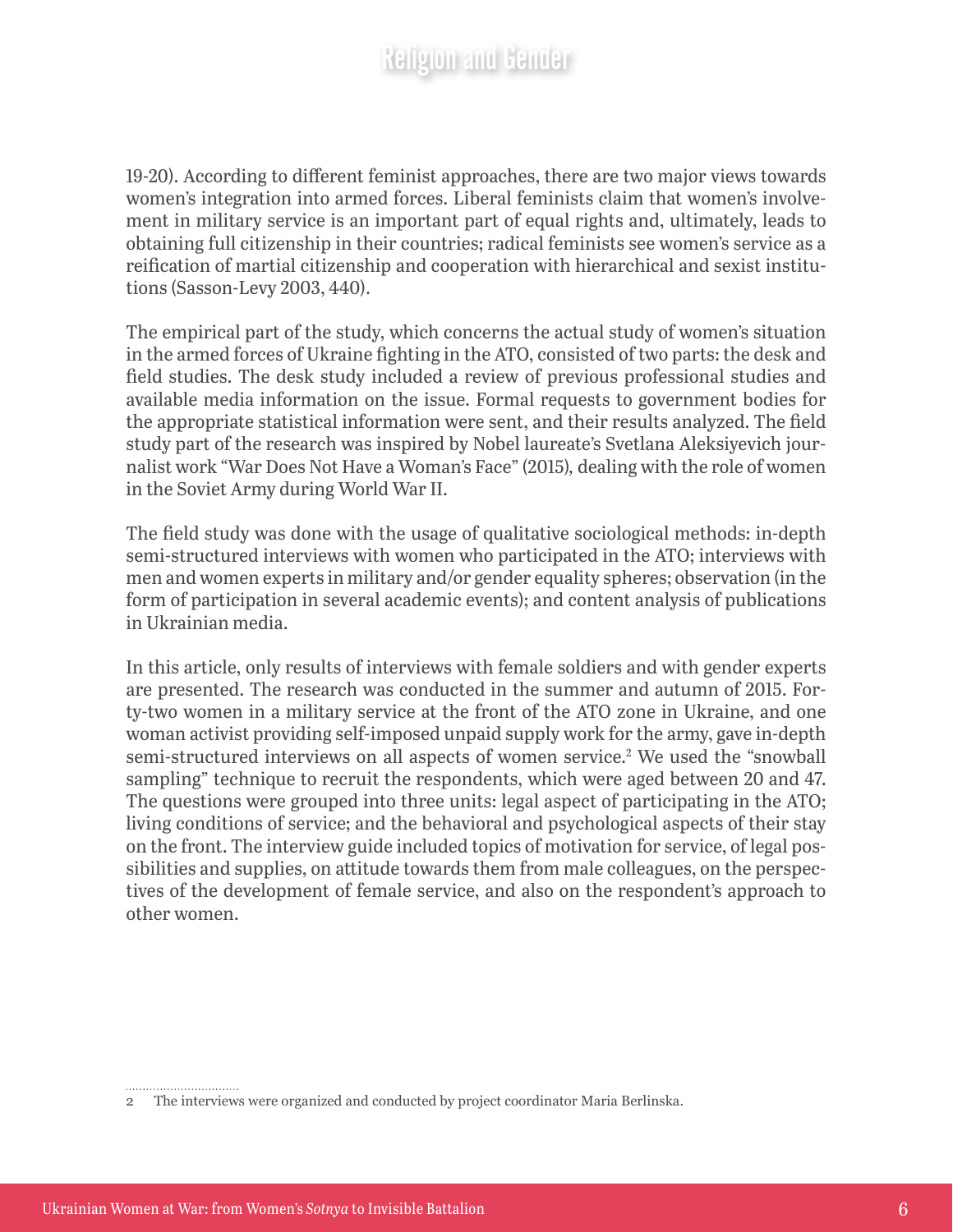19-20). According to different feminist approaches, there are two major views towards women's integration into armed forces. Liberal feminists claim that women's involvement in military service is an important part of equal rights and, ultimately, leads to obtaining full citizenship in their countries; radical feminists see women's service as a reification of martial citizenship and cooperation with hierarchical and sexist institutions (Sasson-Levy 2003, 440).

The empirical part of the study, which concerns the actual study of women's situation in the armed forces of Ukraine fighting in the ATO, consisted of two parts: the desk and field studies. The desk study included a review of previous professional studies and available media information on the issue. Formal requests to government bodies for the appropriate statistical information were sent, and their results analyzed. The field study part of the research was inspired by Nobel laureate's Svetlana Aleksiyevich journalist work "War Does Not Have a Woman's Face" (2015), dealing with the role of women in the Soviet Army during World War II.

The field study was done with the usage of qualitative sociological methods: in-depth semi-structured interviews with women who participated in the ATO; interviews with men and women experts in military and/or gender equality spheres; observation (in the form of participation in several academic events); and content analysis of publications in Ukrainian media.

In this article, only results of interviews with female soldiers and with gender experts are presented. The research was conducted in the summer and autumn of 2015. Forty-two women in a military service at the front of the ATO zone in Ukraine, and one woman activist providing self-imposed unpaid supply work for the army, gave in-depth semi-structured interviews on all aspects of women service.[2] We used the "snowball sampling" technique to recruit the respondents, which were aged between 20 and 47. The questions were grouped into three units: legal aspect of participating in the ATO; living conditions of service; and the behavioral and psychological aspects of their stay on the front. The interview guide included topics of motivation for service, of legal possibilities and supplies, on attitude towards them from male colleagues, on the perspectives of the development of female service, and also on the respondent's approach to other women.

2 The interviews were organized and conducted by project coordinator Maria Berlinska.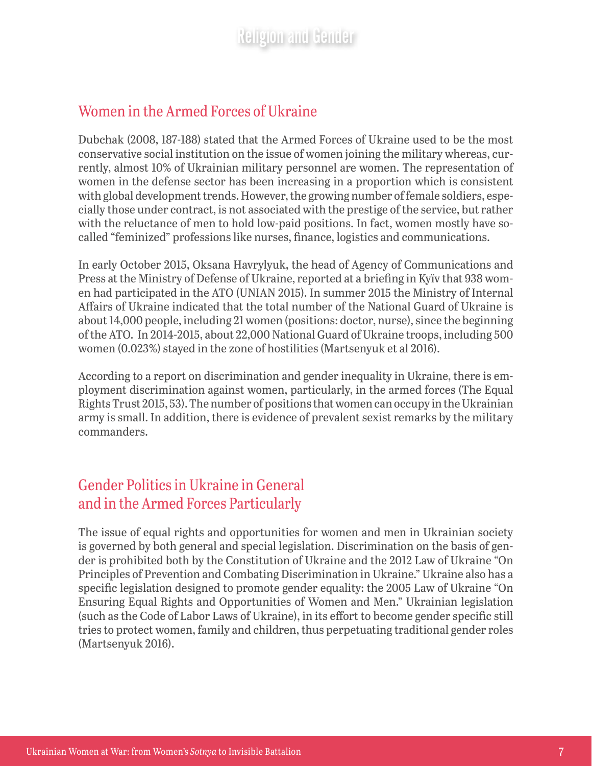## Women in the Armed Forces of Ukraine

Dubchak (2008, 187-188) stated that the Armed Forces of Ukraine used to be the most conservative social institution on the issue of women joining the military whereas, currently, almost 10% of Ukrainian military personnel are women. The representation of women in the defense sector has been increasing in a proportion which is consistent with global development trends. However, the growing number of female soldiers, especially those under contract, is not associated with the prestige of the service, but rather with the reluctance of men to hold low-paid positions. In fact, women mostly have so-called "feminized" professions like nurses, finance, logistics and communications.

In early October 2015, Oksana Havrylyuk, the head of Agency of Communications and Press at the Ministry of Defense of Ukraine, reported at a briefing in Kyïv that 938 women had participated in the ATO (UNIAN 2015). In summer 2015 the Ministry of Internal Affairs of Ukraine indicated that the total number of the National Guard of Ukraine is about 14,000 people, including 21 women (positions: doctor, nurse), since the beginning of the ATO. In 2014-2015, about 22,000 National Guard of Ukraine troops, including 500 women (0.023%) stayed in the zone of hostilities (Martsenyuk et al 2016).

According to a report on discrimination and gender inequality in Ukraine, there is employment discrimination against women, particularly, in the armed forces (The Equal Rights Trust 2015, 53). The number of positions that women can occupy in the Ukrainian army is small. In addition, there is evidence of prevalent sexist remarks by the military commanders.

## Gender Politics in Ukraine in General and in the Armed Forces Particularly

The issue of equal rights and opportunities for women and men in Ukrainian society is governed by both general and special legislation. Discrimination on the basis of gender is prohibited both by the Constitution of Ukraine and the 2012 Law of Ukraine "On Principles of Prevention and Combating Discrimination in Ukraine." Ukraine also has a specific legislation designed to promote gender equality: the 2005 Law of Ukraine "On Ensuring Equal Rights and Opportunities of Women and Men." Ukrainian legislation (such as the Code of Labor Laws of Ukraine), in its effort to become gender specific still tries to protect women, family and children, thus perpetuating traditional gender roles (Martsenyuk 2016).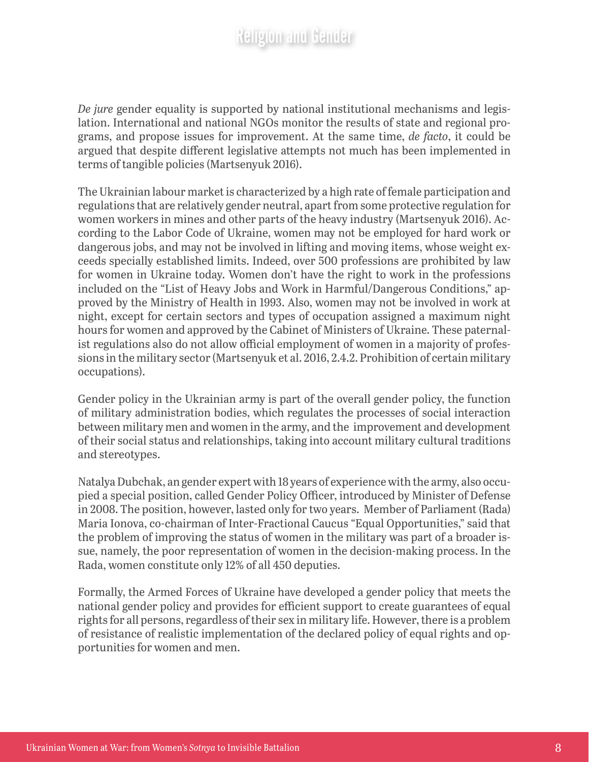*De jure* gender equality is supported by national institutional mechanisms and legislation. International and national NGOs monitor the results of state and regional programs, and propose issues for improvement. At the same time, *de facto*, it could be argued that despite different legislative attempts not much has been implemented in terms of tangible policies (Martsenyuk 2016).

The Ukrainian labour market is characterized by a high rate of female participation and regulations that are relatively gender neutral, apart from some protective regulation for women workers in mines and other parts of the heavy industry (Martsenyuk 2016). According to the Labor Code of Ukraine, women may not be employed for hard work or dangerous jobs, and may not be involved in lifting and moving items, whose weight exceeds specially established limits. Indeed, over 500 professions are prohibited by law for women in Ukraine today. Women don't have the right to work in the professions included on the "List of Heavy Jobs and Work in Harmful/Dangerous Conditions," approved by the Ministry of Health in 1993. Also, women may not be involved in work at night, except for certain sectors and types of occupation assigned a maximum night hours for women and approved by the Cabinet of Ministers of Ukraine. These paternalist regulations also do not allow official employment of women in a majority of professions in the military sector (Martsenyuk et al. 2016, 2.4.2. Prohibition of certain military occupations).

Gender policy in the Ukrainian army is part of the overall gender policy, the function of military administration bodies, which regulates the processes of social interaction between military men and women in the army, and the improvement and development of their social status and relationships, taking into account military cultural traditions and stereotypes.

Natalya Dubchak, an gender expert with 18 years of experience with the army, also occupied a special position, called Gender Policy Officer, introduced by Minister of Defense in 2008. The position, however, lasted only for two years. Member of Parliament (Rada) Maria Ionova, co-chairman of Inter-Fractional Caucus "Equal Opportunities," said that the problem of improving the status of women in the military was part of a broader issue, namely, the poor representation of women in the decision-making process. In the Rada, women constitute only 12% of all 450 deputies.

Formally, the Armed Forces of Ukraine have developed a gender policy that meets the national gender policy and provides for efficient support to create guarantees of equal rights for all persons, regardless of their sex in military life. However, there is a problem of resistance of realistic implementation of the declared policy of equal rights and opportunities for women and men.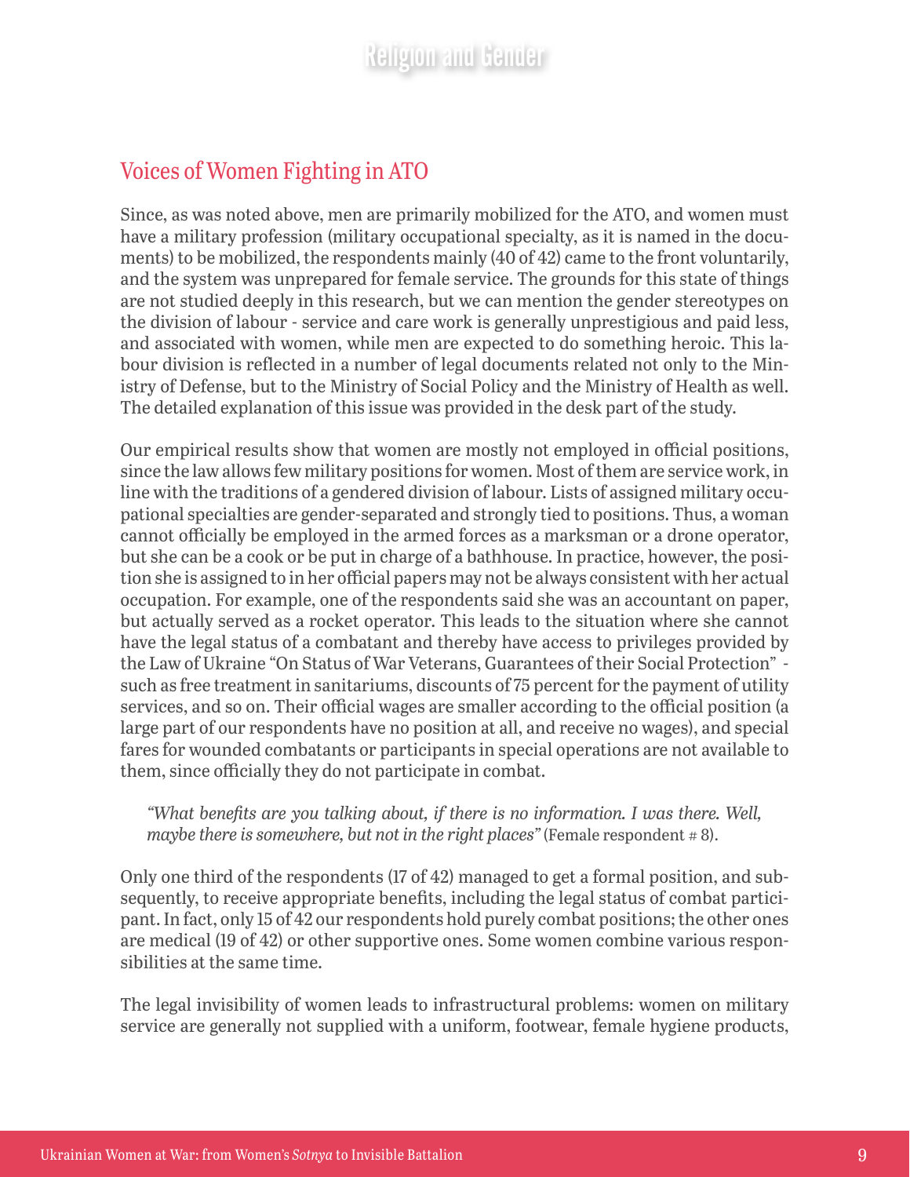## Voices of Women Fighting in ATO

Since, as was noted above, men are primarily mobilized for the ATO, and women must have a military profession (military occupational specialty, as it is named in the documents) to be mobilized, the respondents mainly (40 of 42) came to the front voluntarily, and the system was unprepared for female service. The grounds for this state of things are not studied deeply in this research, but we can mention the gender stereotypes on the division of labour - service and care work is generally unprestigious and paid less, and associated with women, while men are expected to do something heroic. This labour division is reflected in a number of legal documents related not only to the Ministry of Defense, but to the Ministry of Social Policy and the Ministry of Health as well. The detailed explanation of this issue was provided in the desk part of the study.

Our empirical results show that women are mostly not employed in official positions, since the law allows few military positions for women. Most of them are service work, in line with the traditions of a gendered division of labour. Lists of assigned military occupational specialties are gender-separated and strongly tied to positions. Thus, a woman cannot officially be employed in the armed forces as a marksman or a drone operator, but she can be a cook or be put in charge of a bathhouse. In practice, however, the position she is assigned to in her official papers may not be always consistent with her actual occupation. For example, one of the respondents said she was an accountant on paper, but actually served as a rocket operator. This leads to the situation where she cannot have the legal status of a combatant and thereby have access to privileges provided by the Law of Ukraine "On Status of War Veterans, Guarantees of their Social Protection" - such as free treatment in sanitariums, discounts of 75 percent for the payment of utility services, and so on. Their official wages are smaller according to the official position (a large part of our respondents have no position at all, and receive no wages), and special fares for wounded combatants or participants in special operations are not available to them, since officially they do not participate in combat.

> *"What benefits are you talking about, if there is no information. I was there. Well, maybe there is somewhere, but not in the right places"* (Female respondent # 8).

Only one third of the respondents (17 of 42) managed to get a formal position, and subsequently, to receive appropriate benefits, including the legal status of combat participant. In fact, only 15 of 42 our respondents hold purely combat positions; the other ones are medical (19 of 42) or other supportive ones. Some women combine various responsibilities at the same time.

The legal invisibility of women leads to infrastructural problems: women on military service are generally not supplied with a uniform, footwear, female hygiene products,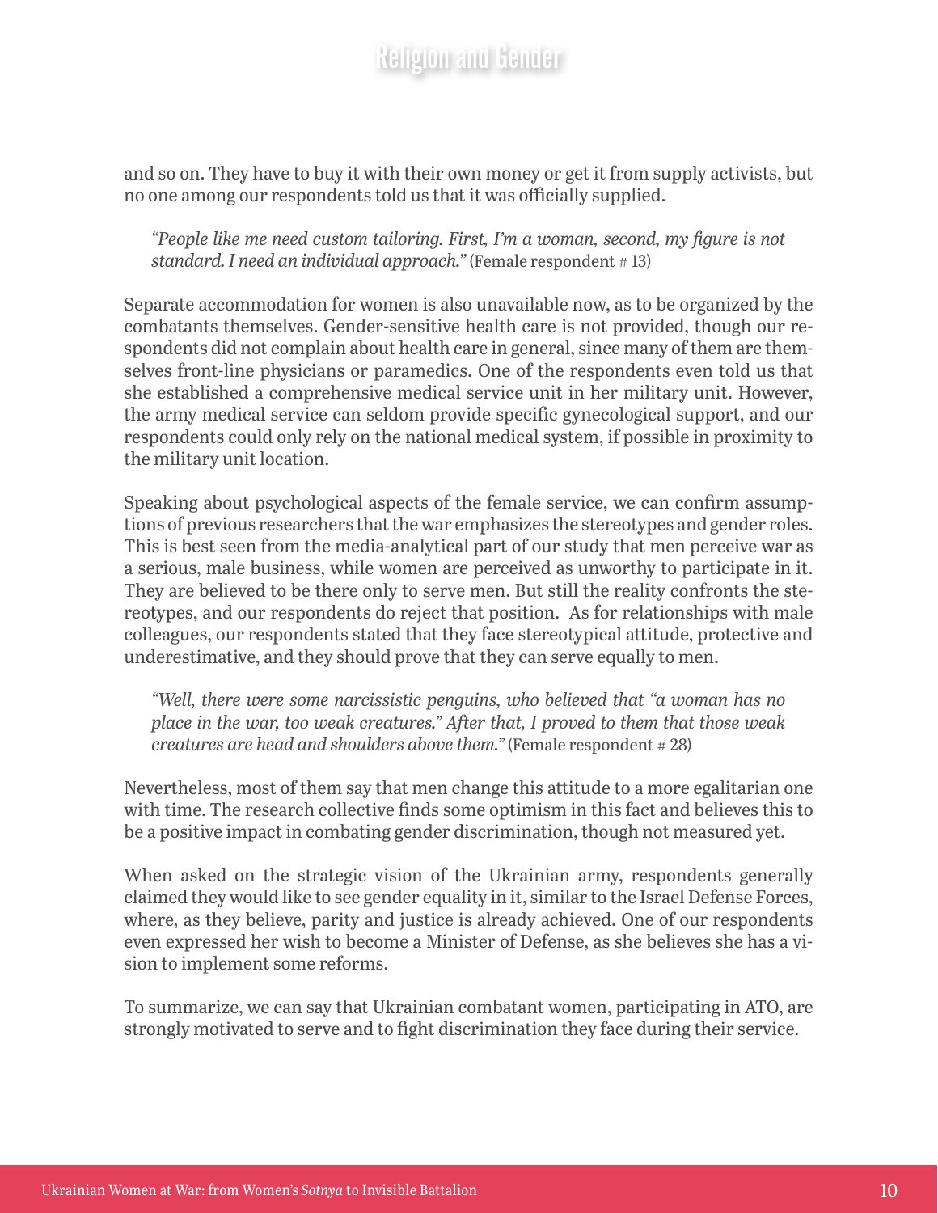and so on. They have to buy it with their own money or get it from supply activists, but no one among our respondents told us that it was officially supplied.

> *"People like me need custom tailoring. First, I'm a woman, second, my figure is not standard. I need an individual approach."* (Female respondent # 13)

Separate accommodation for women is also unavailable now, as to be organized by the combatants themselves. Gender-sensitive health care is not provided, though our respondents did not complain about health care in general, since many of them are themselves front-line physicians or paramedics. One of the respondents even told us that she established a comprehensive medical service unit in her military unit. However, the army medical service can seldom provide specific gynecological support, and our respondents could only rely on the national medical system, if possible in proximity to the military unit location.

Speaking about psychological aspects of the female service, we can confirm assumptions of previous researchers that the war emphasizes the stereotypes and gender roles. This is best seen from the media-analytical part of our study that men perceive war as a serious, male business, while women are perceived as unworthy to participate in it. They are believed to be there only to serve men. But still the reality confronts the stereotypes, and our respondents do reject that position. As for relationships with male colleagues, our respondents stated that they face stereotypical attitude, protective and underestimative, and they should prove that they can serve equally to men.

> *"Well, there were some narcissistic penguins, who believed that "a woman has no place in the war, too weak creatures." After that, I proved to them that those weak creatures are head and shoulders above them."* (Female respondent # 28)

Nevertheless, most of them say that men change this attitude to a more egalitarian one with time. The research collective finds some optimism in this fact and believes this to be a positive impact in combating gender discrimination, though not measured yet.

When asked on the strategic vision of the Ukrainian army, respondents generally claimed they would like to see gender equality in it, similar to the Israel Defense Forces, where, as they believe, parity and justice is already achieved. One of our respondents even expressed her wish to become a Minister of Defense, as she believes she has a vision to implement some reforms.

To summarize, we can say that Ukrainian combatant women, participating in ATO, are strongly motivated to serve and to fight discrimination they face during their service.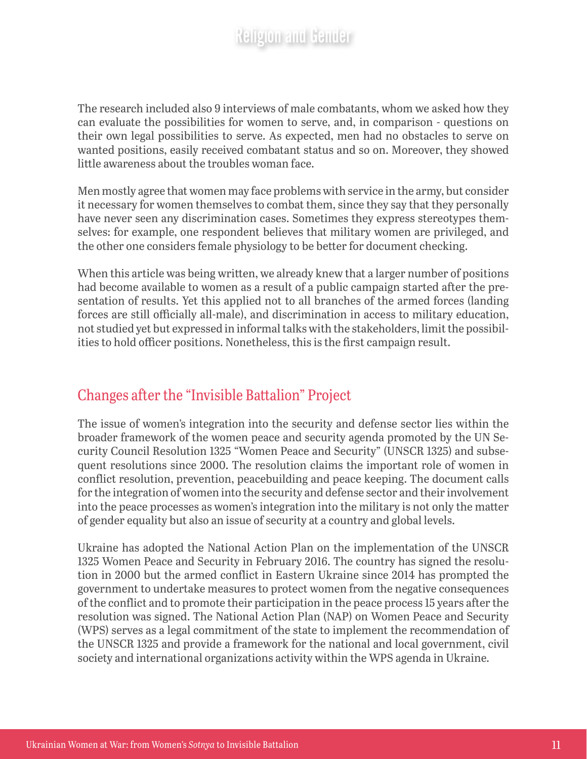The research included also 9 interviews of male combatants, whom we asked how they can evaluate the possibilities for women to serve, and, in comparison - questions on their own legal possibilities to serve. As expected, men had no obstacles to serve on wanted positions, easily received combatant status and so on. Moreover, they showed little awareness about the troubles woman face.

Men mostly agree that women may face problems with service in the army, but consider it necessary for women themselves to combat them, since they say that they personally have never seen any discrimination cases. Sometimes they express stereotypes themselves: for example, one respondent believes that military women are privileged, and the other one considers female physiology to be better for document checking.

When this article was being written, we already knew that a larger number of positions had become available to women as a result of a public campaign started after the presentation of results. Yet this applied not to all branches of the armed forces (landing forces are still officially all-male), and discrimination in access to military education, not studied yet but expressed in informal talks with the stakeholders, limit the possibilities to hold officer positions. Nonetheless, this is the first campaign result.

## Changes after the "Invisible Battalion" Project

The issue of women's integration into the security and defense sector lies within the broader framework of the women peace and security agenda promoted by the UN Security Council Resolution 1325 "Women Peace and Security" (UNSCR 1325) and subsequent resolutions since 2000. The resolution claims the important role of women in conflict resolution, prevention, peacebuilding and peace keeping. The document calls for the integration of women into the security and defense sector and their involvement into the peace processes as women's integration into the military is not only the matter of gender equality but also an issue of security at a country and global levels.

Ukraine has adopted the National Action Plan on the implementation of the UNSCR 1325 Women Peace and Security in February 2016. The country has signed the resolution in 2000 but the armed conflict in Eastern Ukraine since 2014 has prompted the government to undertake measures to protect women from the negative consequences of the conflict and to promote their participation in the peace process 15 years after the resolution was signed. The National Action Plan (NAP) on Women Peace and Security (WPS) serves as a legal commitment of the state to implement the recommendation of the UNSCR 1325 and provide a framework for the national and local government, civil society and international organizations activity within the WPS agenda in Ukraine.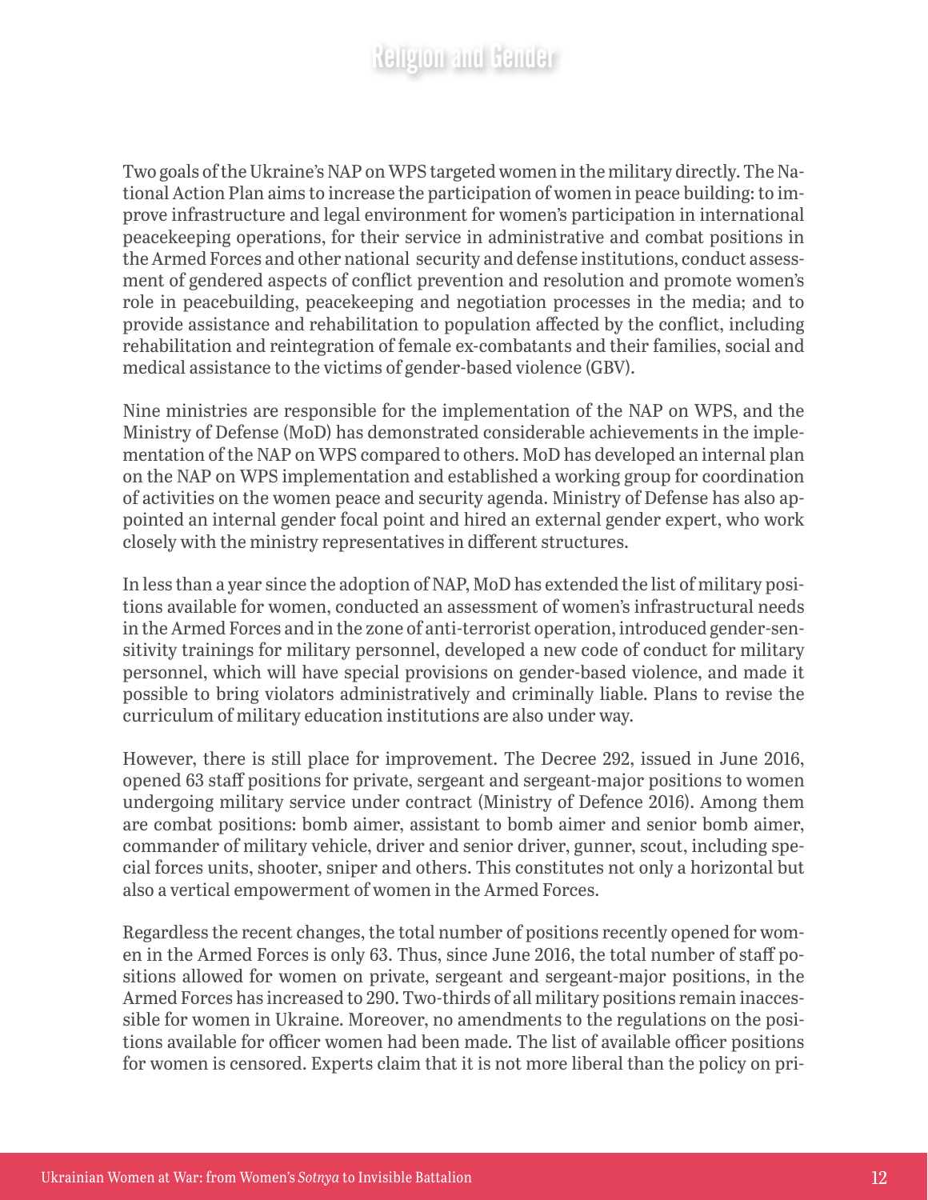Two goals of the Ukraine's NAP on WPS targeted women in the military directly. The National Action Plan aims to increase the participation of women in peace building: to improve infrastructure and legal environment for women's participation in international peacekeeping operations, for their service in administrative and combat positions in the Armed Forces and other national security and defense institutions, conduct assessment of gendered aspects of conflict prevention and resolution and promote women's role in peacebuilding, peacekeeping and negotiation processes in the media; and to provide assistance and rehabilitation to population affected by the conflict, including rehabilitation and reintegration of female ex-combatants and their families, social and medical assistance to the victims of gender-based violence (GBV).

Nine ministries are responsible for the implementation of the NAP on WPS, and the Ministry of Defense (MoD) has demonstrated considerable achievements in the implementation of the NAP on WPS compared to others. MoD has developed an internal plan on the NAP on WPS implementation and established a working group for coordination of activities on the women peace and security agenda. Ministry of Defense has also appointed an internal gender focal point and hired an external gender expert, who work closely with the ministry representatives in different structures.

In less than a year since the adoption of NAP, MoD has extended the list of military positions available for women, conducted an assessment of women's infrastructural needs in the Armed Forces and in the zone of anti-terrorist operation, introduced gender-sensitivity trainings for military personnel, developed a new code of conduct for military personnel, which will have special provisions on gender-based violence, and made it possible to bring violators administratively and criminally liable. Plans to revise the curriculum of military education institutions are also under way.

However, there is still place for improvement. The Decree 292, issued in June 2016, opened 63 staff positions for private, sergeant and sergeant-major positions to women undergoing military service under contract (Ministry of Defence 2016). Among them are combat positions: bomb aimer, assistant to bomb aimer and senior bomb aimer, commander of military vehicle, driver and senior driver, gunner, scout, including special forces units, shooter, sniper and others. This constitutes not only a horizontal but also a vertical empowerment of women in the Armed Forces.

Regardless the recent changes, the total number of positions recently opened for women in the Armed Forces is only 63. Thus, since June 2016, the total number of staff positions allowed for women on private, sergeant and sergeant-major positions, in the Armed Forces has increased to 290. Two-thirds of all military positions remain inaccessible for women in Ukraine. Moreover, no amendments to the regulations on the positions available for officer women had been made. The list of available officer positions for women is censored. Experts claim that it is not more liberal than the policy on pri-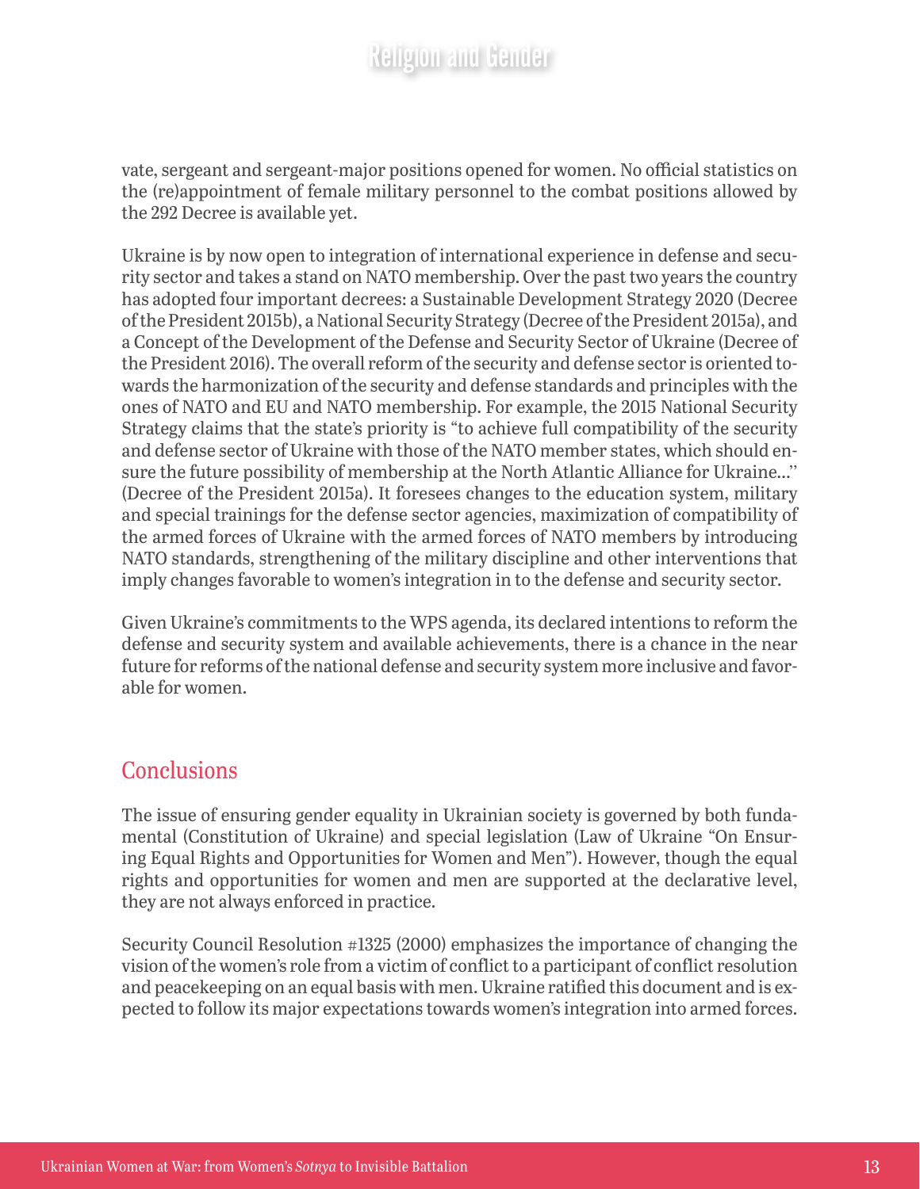vate, sergeant and sergeant-major positions opened for women. No official statistics on the (re)appointment of female military personnel to the combat positions allowed by the 292 Decree is available yet.

Ukraine is by now open to integration of international experience in defense and security sector and takes a stand on NATO membership. Over the past two years the country has adopted four important decrees: a Sustainable Development Strategy 2020 (Decree of the President 2015b), a National Security Strategy (Decree of the President 2015a), and a Concept of the Development of the Defense and Security Sector of Ukraine (Decree of the President 2016). The overall reform of the security and defense sector is oriented towards the harmonization of the security and defense standards and principles with the ones of NATO and EU and NATO membership. For example, the 2015 National Security Strategy claims that the state's priority is "to achieve full compatibility of the security and defense sector of Ukraine with those of the NATO member states, which should ensure the future possibility of membership at the North Atlantic Alliance for Ukraine..." (Decree of the President 2015a). It foresees changes to the education system, military and special trainings for the defense sector agencies, maximization of compatibility of the armed forces of Ukraine with the armed forces of NATO members by introducing NATO standards, strengthening of the military discipline and other interventions that imply changes favorable to women's integration in to the defense and security sector.

Given Ukraine's commitments to the WPS agenda, its declared intentions to reform the defense and security system and available achievements, there is a chance in the near future for reforms of the national defense and security system more inclusive and favorable for women.

## Conclusions

The issue of ensuring gender equality in Ukrainian society is governed by both fundamental (Constitution of Ukraine) and special legislation (Law of Ukraine "On Ensuring Equal Rights and Opportunities for Women and Men"). However, though the equal rights and opportunities for women and men are supported at the declarative level, they are not always enforced in practice.

Security Council Resolution #1325 (2000) emphasizes the importance of changing the vision of the women's role from a victim of conflict to a participant of conflict resolution and peacekeeping on an equal basis with men. Ukraine ratified this document and is expected to follow its major expectations towards women's integration into armed forces.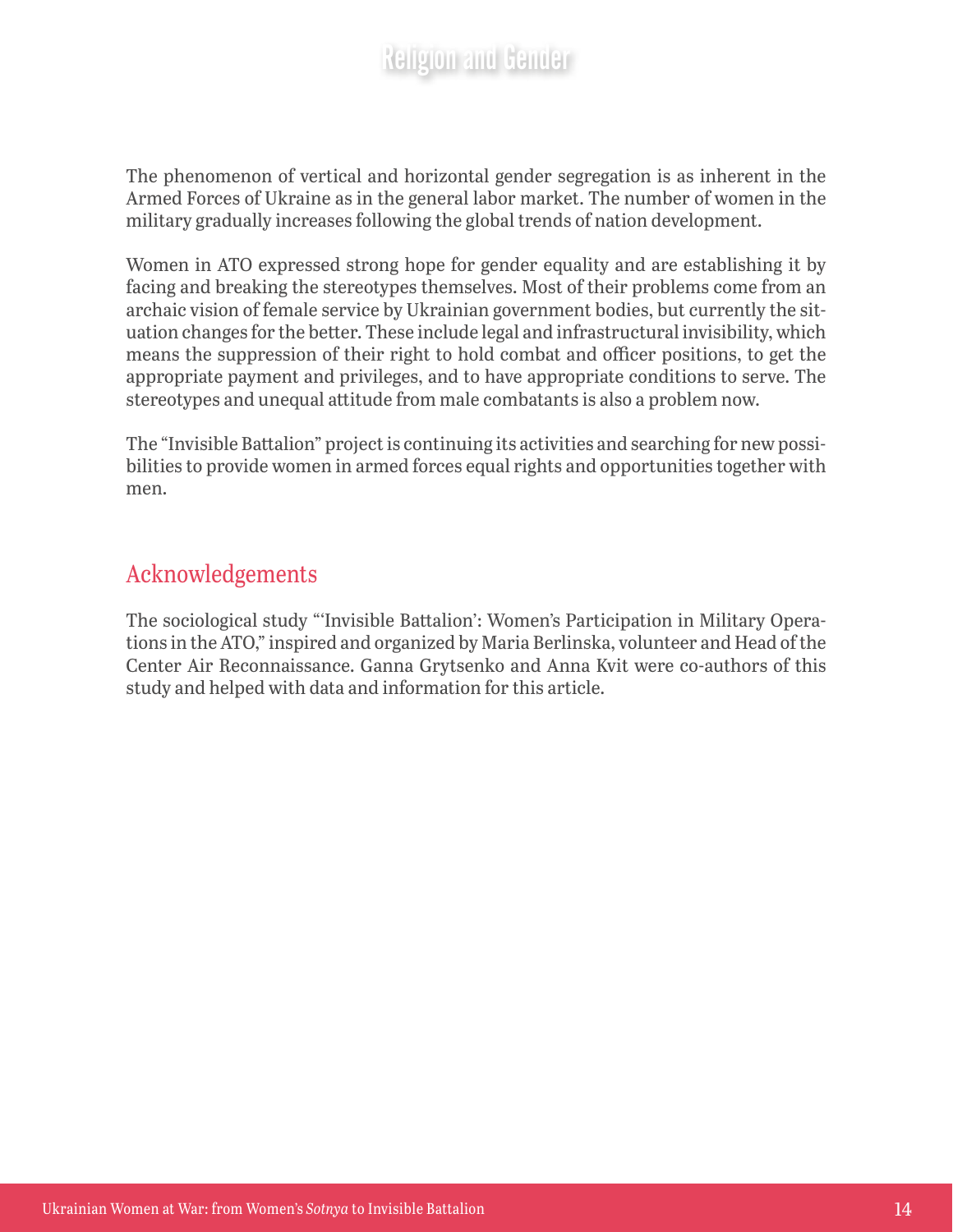The phenomenon of vertical and horizontal gender segregation is as inherent in the Armed Forces of Ukraine as in the general labor market. The number of women in the military gradually increases following the global trends of nation development.

Women in ATO expressed strong hope for gender equality and are establishing it by facing and breaking the stereotypes themselves. Most of their problems come from an archaic vision of female service by Ukrainian government bodies, but currently the situation changes for the better. These include legal and infrastructural invisibility, which means the suppression of their right to hold combat and officer positions, to get the appropriate payment and privileges, and to have appropriate conditions to serve. The stereotypes and unequal attitude from male combatants is also a problem now.

The "Invisible Battalion" project is continuing its activities and searching for new possibilities to provide women in armed forces equal rights and opportunities together with men.

## Acknowledgements

The sociological study "'Invisible Battalion': Women's Participation in Military Operations in the ATO," inspired and organized by Maria Berlinska, volunteer and Head of the Center Air Reconnaissance. Ganna Grytsenko and Anna Kvit were co-authors of this study and helped with data and information for this article.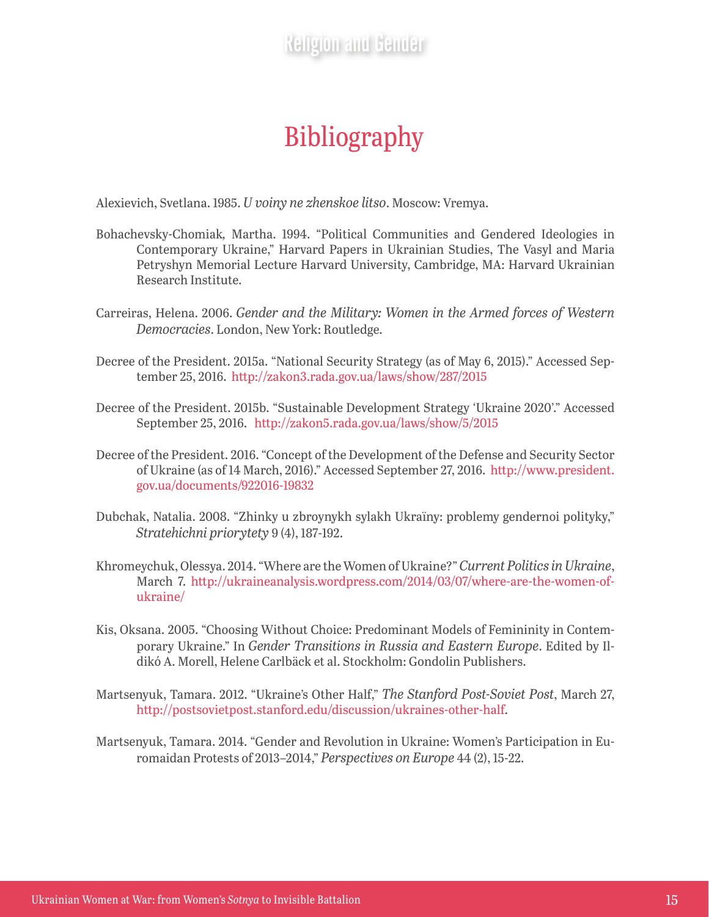# Bibliography

Alexievich, Svetlana. 1985. *U voiny ne zhenskoe litso*. Moscow: Vremya.

Bohachevsky-Chomiak, Martha. 1994. "Political Communities and Gendered Ideologies in Contemporary Ukraine," Harvard Papers in Ukrainian Studies, The Vasyl and Maria Petryshyn Memorial Lecture Harvard University, Cambridge, MA: Harvard Ukrainian Research Institute.

Carreiras, Helena. 2006. *Gender and the Military: Women in the Armed forces of Western Democracies*. London, New York: Routledge.

Decree of the President. 2015a. "National Security Strategy (as of May 6, 2015)." Accessed September 25, 2016. http://zakon3.rada.gov.ua/laws/show/287/2015

Decree of the President. 2015b. "Sustainable Development Strategy 'Ukraine 2020'." Accessed September 25, 2016. http://zakon5.rada.gov.ua/laws/show/5/2015

Decree of the President. 2016. "Concept of the Development of the Defense and Security Sector of Ukraine (as of 14 March, 2016)." Accessed September 27, 2016. http://www.president.gov.ua/documents/922016-19832

Dubchak, Natalia. 2008. "Zhinky u zbroynykh sylakh Ukraïny: problemy gendernoi polityky," *Stratehichni priorytety* 9 (4), 187-192.

Khromeychuk, Olessya. 2014. "Where are the Women of Ukraine?" *Current Politics in Ukraine*, March 7. http://ukraineanalysis.wordpress.com/2014/03/07/where-are-the-women-of-ukraine/

Kis, Oksana. 2005. "Choosing Without Choice: Predominant Models of Femininity in Contemporary Ukraine." In *Gender Transitions in Russia and Eastern Europe*. Edited by Ildikó A. Morell, Helene Carlbäck et al. Stockholm: Gondolin Publishers.

Martsenyuk, Tamara. 2012. "Ukraine's Other Half," *The Stanford Post-Soviet Post*, March 27, http://postsovietpost.stanford.edu/discussion/ukraines-other-half.

Martsenyuk, Tamara. 2014. "Gender and Revolution in Ukraine: Women's Participation in Euromaidan Protests of 2013–2014," *Perspectives on Europe* 44 (2), 15-22.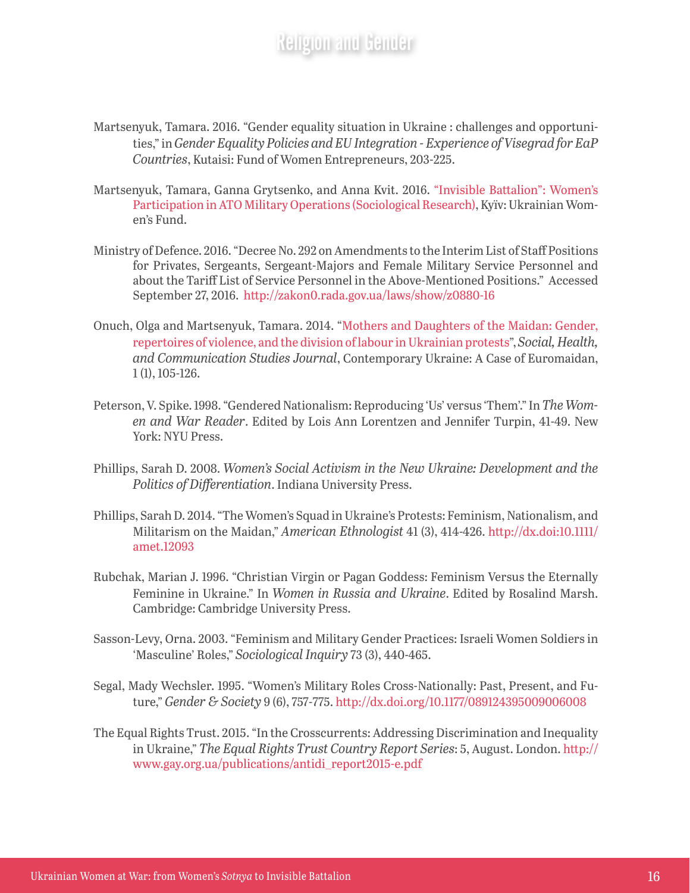Martsenyuk, Tamara. 2016. "Gender equality situation in Ukraine : challenges and opportunities," in *Gender Equality Policies and EU Integration - Experience of Visegrad for EaP Countries*, Kutaisi: Fund of Women Entrepreneurs, 203-225.

Martsenyuk, Tamara, Ganna Grytsenko, and Anna Kvit. 2016. "Invisible Battalion": Women's Participation in ATO Military Operations (Sociological Research), Kyïv: Ukrainian Women's Fund.

Ministry of Defence. 2016. "Decree No. 292 on Amendments to the Interim List of Staff Positions for Privates, Sergeants, Sergeant-Majors and Female Military Service Personnel and about the Tariff List of Service Personnel in the Above-Mentioned Positions." Accessed September 27, 2016. http://zakon0.rada.gov.ua/laws/show/z0880-16

Onuch, Olga and Martsenyuk, Tamara. 2014. "Mothers and Daughters of the Maidan: Gender, repertoires of violence, and the division of labour in Ukrainian protests", *Social, Health, and Communication Studies Journal*, Contemporary Ukraine: A Case of Euromaidan, 1 (1), 105-126.

Peterson, V. Spike. 1998. "Gendered Nationalism: Reproducing 'Us' versus 'Them'." In *The Women and War Reader*. Edited by Lois Ann Lorentzen and Jennifer Turpin, 41-49. New York: NYU Press.

Phillips, Sarah D. 2008. *Women's Social Activism in the New Ukraine: Development and the Politics of Differentiation*. Indiana University Press.

Phillips, Sarah D. 2014. "The Women's Squad in Ukraine's Protests: Feminism, Nationalism, and Militarism on the Maidan," *American Ethnologist* 41 (3), 414-426. http://dx.doi:10.1111/amet.12093

Rubchak, Marian J. 1996. "Christian Virgin or Pagan Goddess: Feminism Versus the Eternally Feminine in Ukraine." In *Women in Russia and Ukraine*. Edited by Rosalind Marsh. Cambridge: Cambridge University Press.

Sasson-Levy, Orna. 2003. "Feminism and Military Gender Practices: Israeli Women Soldiers in 'Masculine' Roles," *Sociological Inquiry* 73 (3), 440-465.

Segal, Mady Wechsler. 1995. "Women's Military Roles Cross-Nationally: Past, Present, and Future," *Gender & Society* 9 (6), 757-775. http://dx.doi.org/10.1177/089124395009006008

The Equal Rights Trust. 2015. "In the Crosscurrents: Addressing Discrimination and Inequality in Ukraine," *The Equal Rights Trust Country Report Series*: 5, August. London. http://www.gay.org.ua/publications/antidi_report2015-e.pdf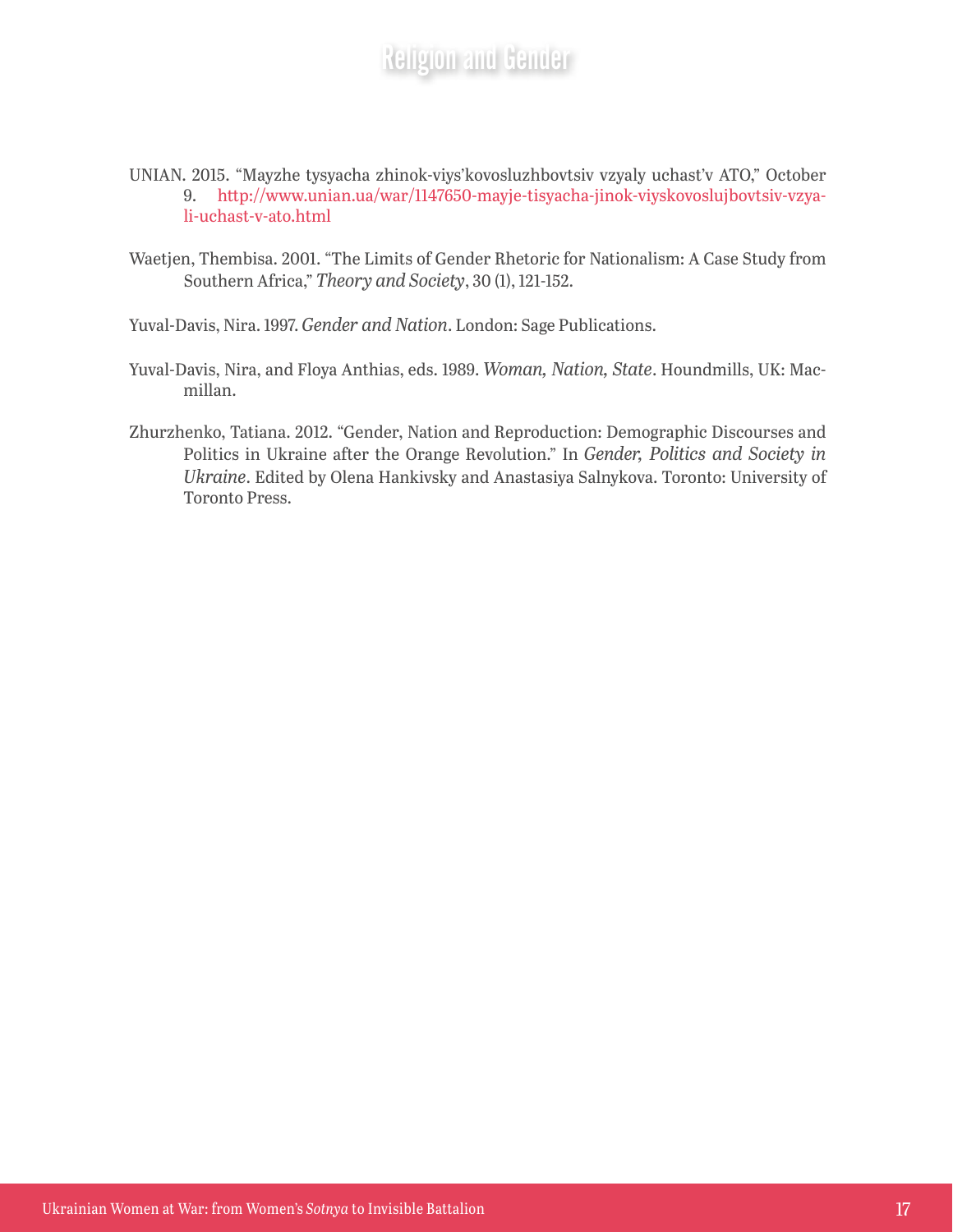UNIAN. 2015. "Mayzhe tysyacha zhinok-viys'kovosluzhbovtsiv vzyaly uchast'v ATO," October 9. http://www.unian.ua/war/1147650-mayje-tisyacha-jinok-viyskovoslujbovtsiv-vzyali-uchast-v-ato.html

Waetjen, Thembisa. 2001. "The Limits of Gender Rhetoric for Nationalism: A Case Study from Southern Africa," *Theory and Society*, 30 (1), 121-152.

Yuval-Davis, Nira. 1997. *Gender and Nation*. London: Sage Publications.

Yuval-Davis, Nira, and Floya Anthias, eds. 1989. *Woman, Nation, State*. Houndmills, UK: Macmillan.

Zhurzhenko, Tatiana. 2012. "Gender, Nation and Reproduction: Demographic Discourses and Politics in Ukraine after the Orange Revolution." In *Gender, Politics and Society in Ukraine*. Edited by Olena Hankivsky and Anastasiya Salnykova. Toronto: University of Toronto Press.